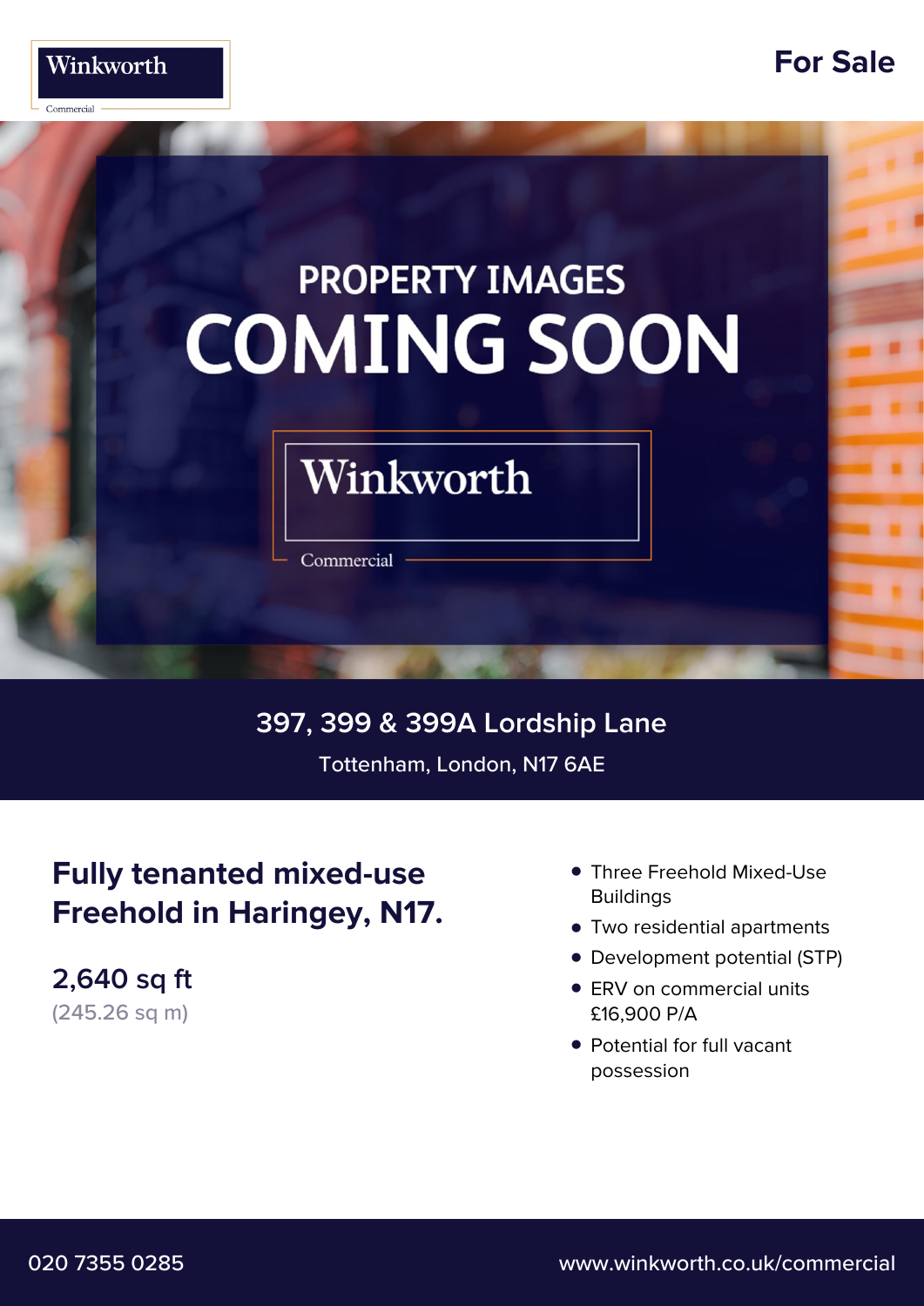Winkworth

Commercial

For Sale

PROPERTY IMAGES
COMING SOON

# 397, 399 & 399A Lordship Lane

Tottenham, London, N17 6AE

## Fully tenanted mixed-use Freehold in Haringey, N17.

**2,640 sq ft**
(245.26 sq m)

- Three Freehold Mixed-Use Buildings
- Two residential apartments
- Development potential (STP)
- ERV on commercial units £16,900 P/A
- Potential for full vacant possession

020 7355 0285

www.winkworth.co.uk/commercial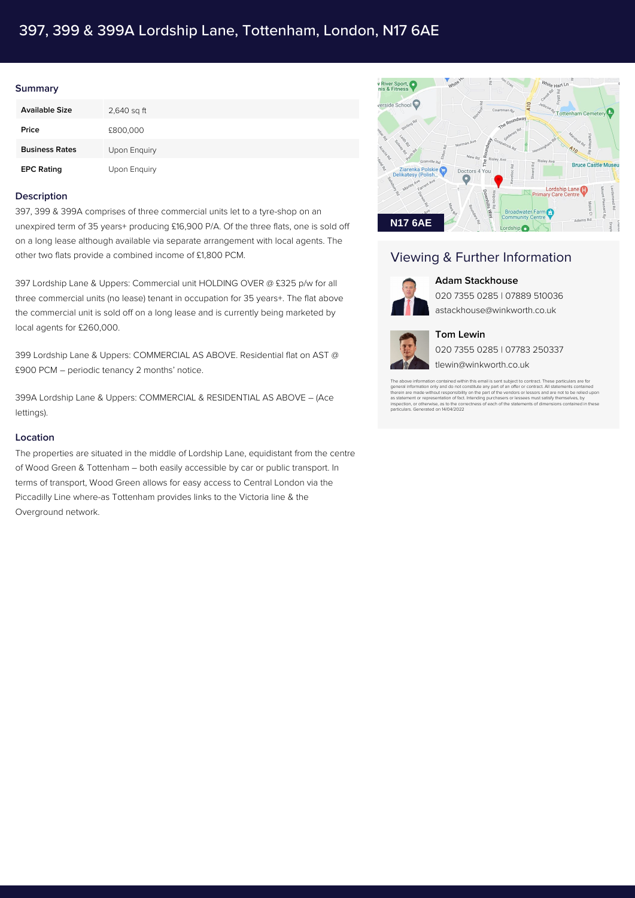# 397, 399 & 399A Lordship Lane, Tottenham, London, N17 6AE

## Summary

| | |
|---|---|
| **Available Size** | 2,640 sq ft |
| **Price** | £800,000 |
| **Business Rates** | Upon Enquiry |
| **EPC Rating** | Upon Enquiry |

## Description

397, 399 & 399A comprises of three commercial units let to a tyre-shop on an unexpired term of 35 years+ producing £16,900 P/A. Of the three flats, one is sold off on a long lease although available via separate arrangement with local agents. The other two flats provide a combined income of £1,800 PCM.

397 Lordship Lane & Uppers: Commercial unit HOLDING OVER @ £325 p/w for all three commercial units (no lease) tenant in occupation for 35 years+. The flat above the commercial unit is sold off on a long lease and is currently being marketed by local agents for £260,000.

399 Lordship Lane & Uppers: COMMERCIAL AS ABOVE. Residential flat on AST @ £900 PCM – periodic tenancy 2 months' notice.

399A Lordship Lane & Uppers: COMMERCIAL & RESIDENTIAL AS ABOVE – (Ace lettings).

## Location

The properties are situated in the middle of Lordship Lane, equidistant from the centre of Wood Green & Tottenham – both easily accessible by car or public transport. In terms of transport, Wood Green allows for easy access to Central London via the Piccadilly Line where-as Tottenham provides links to the Victoria line & the Overground network.

N17 6AE

## Viewing & Further Information

**Adam Stackhouse**
020 7355 0285 | 07889 510036
astackhouse@winkworth.co.uk

**Tom Lewin**
020 7355 0285 | 07783 250337
tlewin@winkworth.co.uk

The above information contained within this email is sent subject to contract. These particulars are for general information only and do not constitute any part of an offer or contract. All statements contained therein are made without responsibility on the part of the vendors or lessors and are not to be relied upon as statement or representation of fact. Intending purchasers or lessees must satisfy themselves, by inspection, or otherwise, as to the correctness of each of the statements of dimensions contained in these particulars. Generated on 14/04/2022